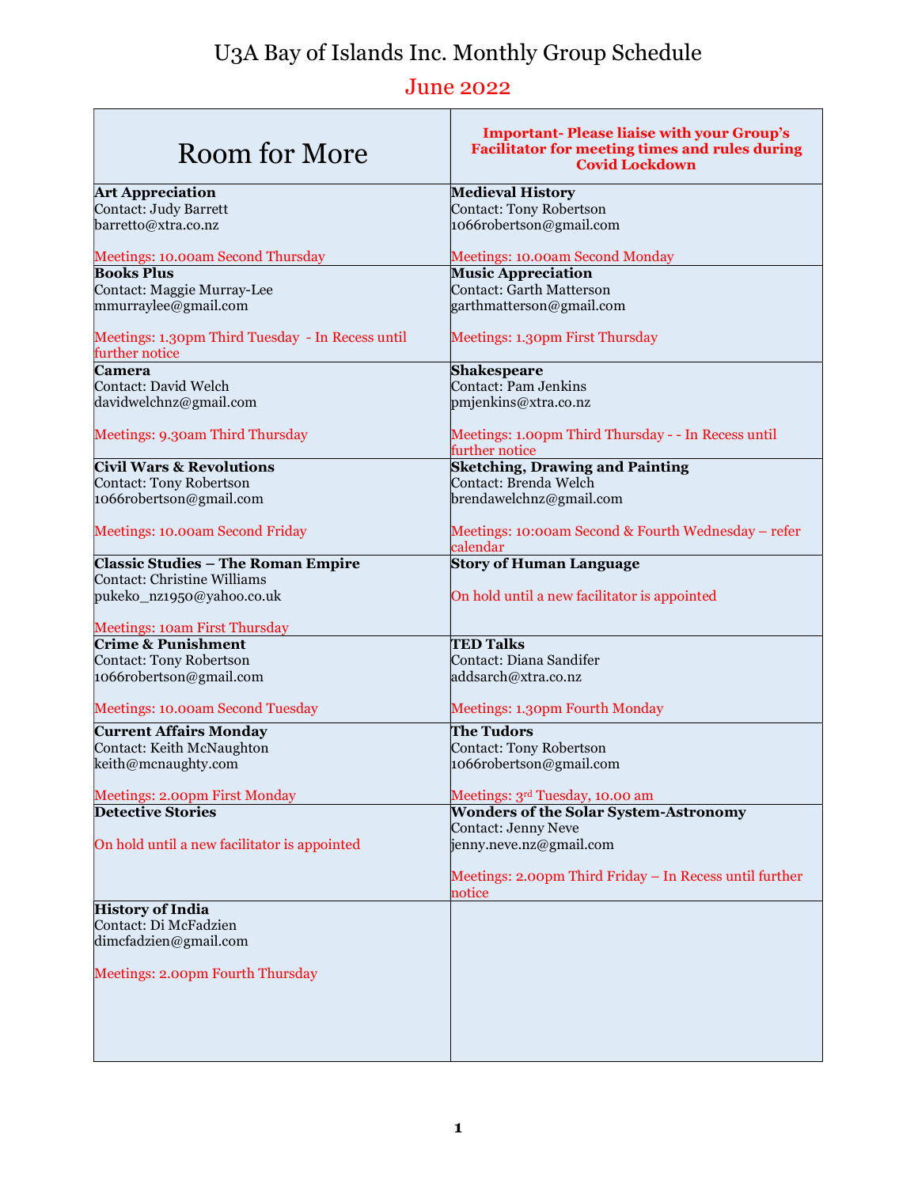# U3A Bay of Islands Inc. Monthly Group Schedule

## June 2022

| Room for More | **Important- Please liaise with your Group's Facilitator for meeting times and rules during Covid Lockdown** |
|---|---|
| **Art Appreciation**<br>Contact: Judy Barrett<br>barretto@xtra.co.nz<br><br>Meetings: 10.00am Second Thursday | **Medieval History**<br>Contact: Tony Robertson<br>1066robertson@gmail.com<br><br>Meetings: 10.00am Second Monday |
| **Books Plus**<br>Contact: Maggie Murray-Lee<br>mmurraylee@gmail.com<br><br>Meetings: 1.30pm Third Tuesday - In Recess until further notice | **Music Appreciation**<br>Contact: Garth Matterson<br>garthmatterson@gmail.com<br><br>Meetings: 1.30pm First Thursday |
| **Camera**<br>Contact: David Welch<br>davidwelchnz@gmail.com<br><br>Meetings: 9.30am Third Thursday | **Shakespeare**<br>Contact: Pam Jenkins<br>pmjenkins@xtra.co.nz<br><br>Meetings: 1.00pm Third Thursday - - In Recess until further notice |
| **Civil Wars & Revolutions**<br>Contact: Tony Robertson<br>1066robertson@gmail.com<br><br>Meetings: 10.00am Second Friday | **Sketching, Drawing and Painting**<br>Contact: Brenda Welch<br>brendawelchnz@gmail.com<br><br>Meetings: 10:00am Second & Fourth Wednesday – refer calendar |
| **Classic Studies – The Roman Empire**<br>Contact: Christine Williams<br>pukeko_nz1950@yahoo.co.uk<br><br>Meetings: 10am First Thursday | **Story of Human Language**<br><br>On hold until a new facilitator is appointed |
| **Crime & Punishment**<br>Contact: Tony Robertson<br>1066robertson@gmail.com<br><br>Meetings: 10.00am Second Tuesday | **TED Talks**<br>Contact: Diana Sandifer<br>addsarch@xtra.co.nz<br><br>Meetings: 1.30pm Fourth Monday |
| **Current Affairs Monday**<br>Contact: Keith McNaughton<br>keith@mcnaughty.com<br><br>Meetings: 2.00pm First Monday | **The Tudors**<br>Contact: Tony Robertson<br>1066robertson@gmail.com<br><br>Meetings: 3rd Tuesday, 10.00 am |
| **Detective Stories**<br><br>On hold until a new facilitator is appointed | **Wonders of the Solar System-Astronomy**<br>Contact: Jenny Neve<br>jenny.neve.nz@gmail.com<br><br>Meetings: 2.00pm Third Friday – In Recess until further notice |
| **History of India**<br>Contact: Di McFadzien<br>dimcfadzien@gmail.com<br><br>Meetings: 2.00pm Fourth Thursday | |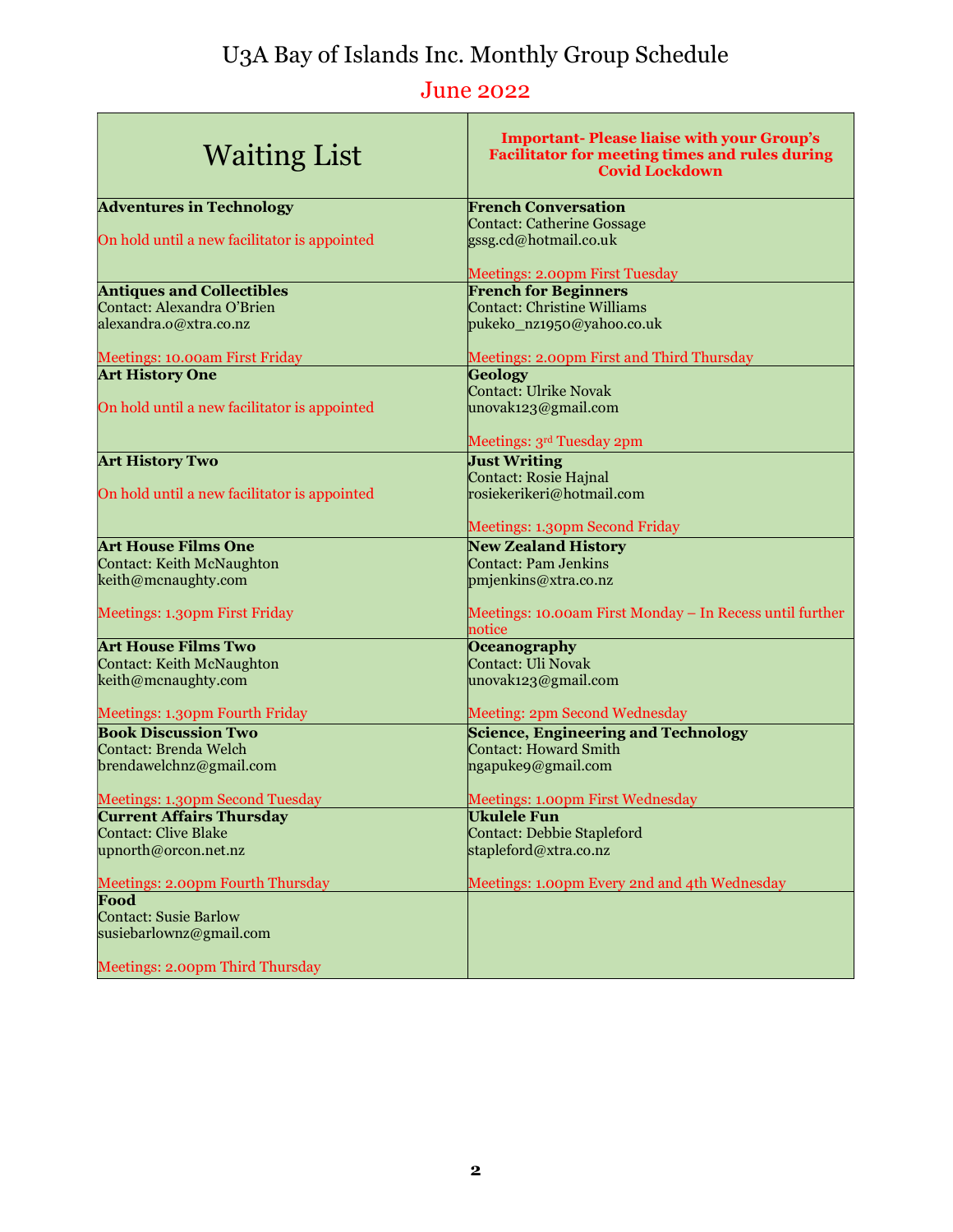# U3A Bay of Islands Inc. Monthly Group Schedule

## June 2022

| Waiting List | **Important- Please liaise with your Group's Facilitator for meeting times and rules during Covid Lockdown** |
|---|---|
| **Adventures in Technology**<br><br>On hold until a new facilitator is appointed | **French Conversation**<br>Contact: Catherine Gossage<br>gssg.cd@hotmail.co.uk<br><br>Meetings: 2.00pm First Tuesday |
| **Antiques and Collectibles**<br>Contact: Alexandra O'Brien<br>alexandra.o@xtra.co.nz<br><br>Meetings: 10.00am First Friday | **French for Beginners**<br>Contact: Christine Williams<br>pukeko_nz1950@yahoo.co.uk<br><br>Meetings: 2.00pm First and Third Thursday |
| **Art History One**<br><br>On hold until a new facilitator is appointed | **Geology**<br>Contact: Ulrike Novak<br>unovak123@gmail.com<br><br>Meetings: 3rd Tuesday 2pm |
| **Art History Two**<br><br>On hold until a new facilitator is appointed | **Just Writing**<br>Contact: Rosie Hajnal<br>rosiekerikeri@hotmail.com<br><br>Meetings: 1.30pm Second Friday |
| **Art House Films One**<br>Contact: Keith McNaughton<br>keith@mcnaughty.com<br><br>Meetings: 1.30pm First Friday | **New Zealand History**<br>Contact: Pam Jenkins<br>pmjenkins@xtra.co.nz<br><br>Meetings: 10.00am First Monday – In Recess until further notice |
| **Art House Films Two**<br>Contact: Keith McNaughton<br>keith@mcnaughty.com<br><br>Meetings: 1.30pm Fourth Friday | **Oceanography**<br>Contact: Uli Novak<br>unovak123@gmail.com<br><br>Meeting: 2pm Second Wednesday |
| **Book Discussion Two**<br>Contact: Brenda Welch<br>brendawelchnz@gmail.com<br><br>Meetings: 1.30pm Second Tuesday | **Science, Engineering and Technology**<br>Contact: Howard Smith<br>ngapuke9@gmail.com<br><br>Meetings: 1.00pm First Wednesday |
| **Current Affairs Thursday**<br>Contact: Clive Blake<br>upnorth@orcon.net.nz<br><br>Meetings: 2.00pm Fourth Thursday | **Ukulele Fun**<br>Contact: Debbie Stapleford<br>stapleford@xtra.co.nz<br><br>Meetings: 1.00pm Every 2nd and 4th Wednesday |
| **Food**<br>Contact: Susie Barlow<br>susiebarlownz@gmail.com<br><br>Meetings: 2.00pm Third Thursday | |